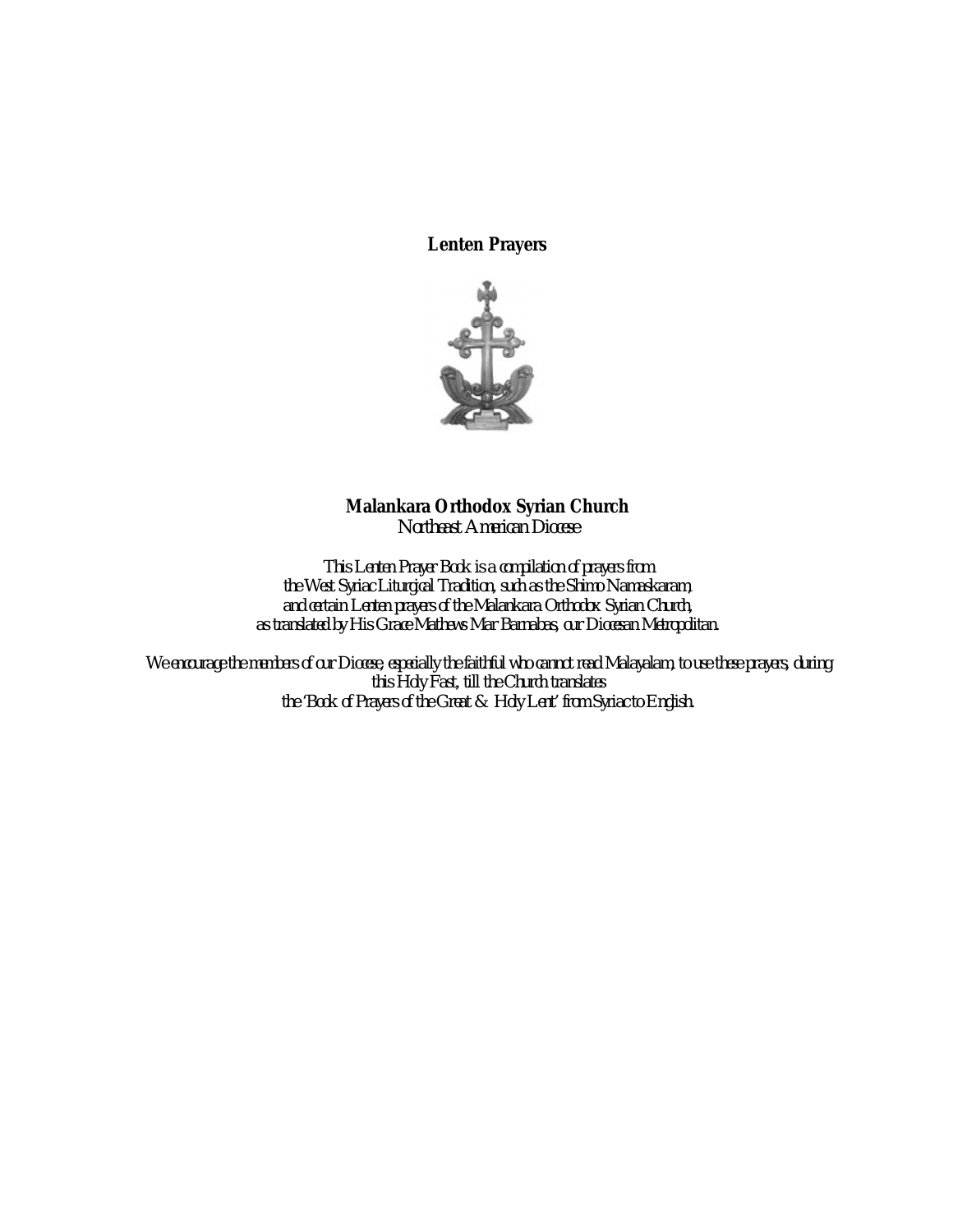# Lenten Prayers

## Malankara Orthodox Syrian Church

Northeast American Diocese

This Lenten Prayer Book is a compilation of prayers from the West Syriac Liturgical Tradition, such as the Shimo Namaskaram, and certain Lenten prayers of the Malankara Orthodox Syrian Church, as translated by His Grace Mathews Mar Barnabas, our Diocesan Metropolitan.

We encourage the members of our Diocese, especially the faithful who cannot read Malayalam, to use these prayers, during this Holy Fast, till the Church translates the 'Book of Prayers of the Great & Holy Lent' from Syriac to English.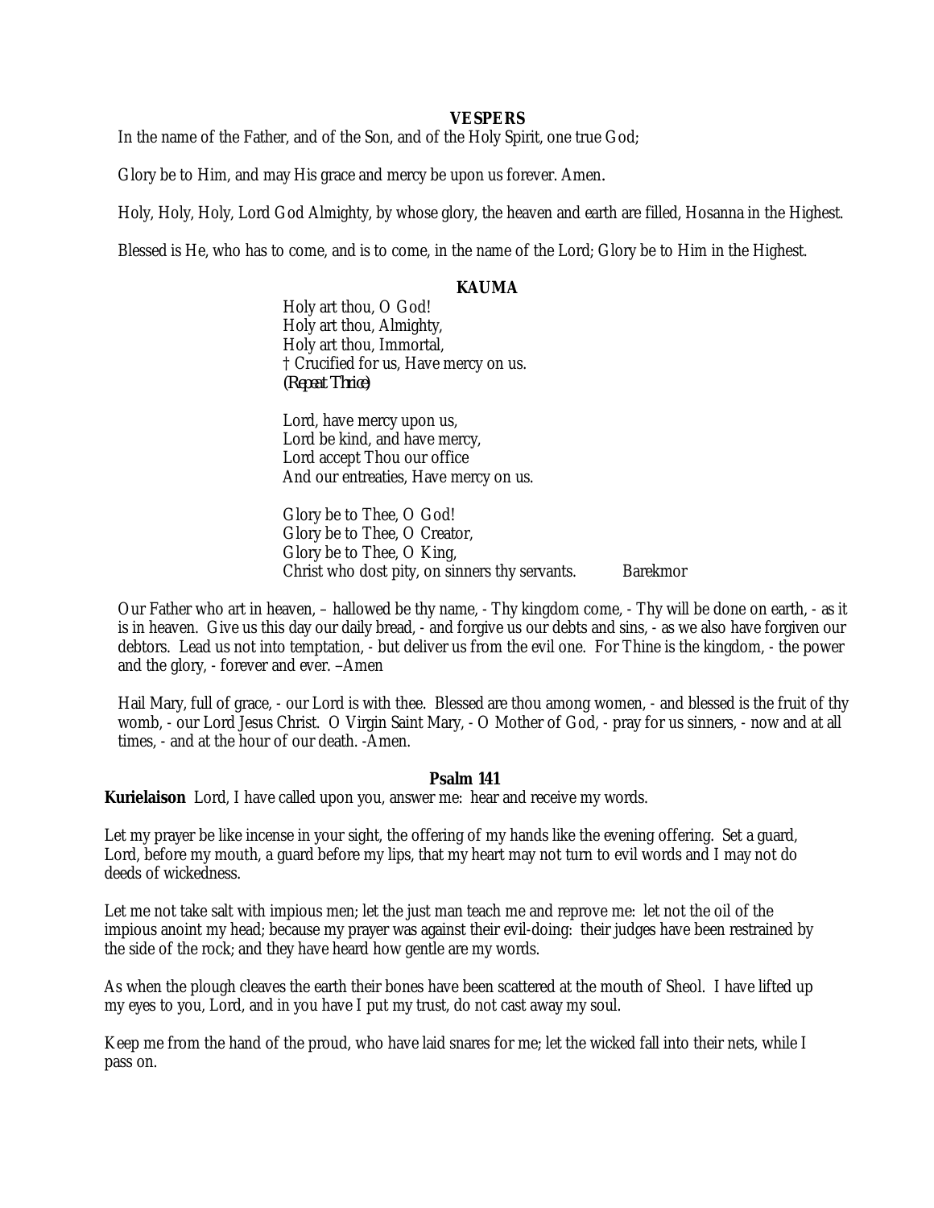## VESPERS

In the name of the Father, and of the Son, and of the Holy Spirit, one true God;

Glory be to Him, and may His grace and mercy be upon us forever. Amen.

Holy, Holy, Holy, Lord God Almighty, by whose glory, the heaven and earth are filled, Hosanna in the Highest.

Blessed is He, who has to come, and is to come, in the name of the Lord; Glory be to Him in the Highest.

### KAUMA

Holy art thou, O God!
Holy art thou, Almighty,
Holy art thou, Immortal,
† Crucified for us, Have mercy on us.
*(Repeat Thrice)*

Lord, have mercy upon us,
Lord be kind, and have mercy,
Lord accept Thou our office
And our entreaties, Have mercy on us.

Glory be to Thee, O God!
Glory be to Thee, O Creator,
Glory be to Thee, O King,
Christ who dost pity, on sinners thy servants. Barekmor

Our Father who art in heaven, – hallowed be thy name, - Thy kingdom come, - Thy will be done on earth, - as it is in heaven. Give us this day our daily bread, - and forgive us our debts and sins, - as we also have forgiven our debtors. Lead us not into temptation, - but deliver us from the evil one. For Thine is the kingdom, - the power and the glory, - forever and ever. –Amen

Hail Mary, full of grace, - our Lord is with thee. Blessed are thou among women, - and blessed is the fruit of thy womb, - our Lord Jesus Christ. O Virgin Saint Mary, - O Mother of God, - pray for us sinners, - now and at all times, - and at the hour of our death. -Amen.

### Psalm 141

**Kurielaison** Lord, I have called upon you, answer me: hear and receive my words.

Let my prayer be like incense in your sight, the offering of my hands like the evening offering. Set a guard, Lord, before my mouth, a guard before my lips, that my heart may not turn to evil words and I may not do deeds of wickedness.

Let me not take salt with impious men; let the just man teach me and reprove me: let not the oil of the impious anoint my head; because my prayer was against their evil-doing: their judges have been restrained by the side of the rock; and they have heard how gentle are my words.

As when the plough cleaves the earth their bones have been scattered at the mouth of Sheol. I have lifted up my eyes to you, Lord, and in you have I put my trust, do not cast away my soul.

Keep me from the hand of the proud, who have laid snares for me; let the wicked fall into their nets, while I pass on.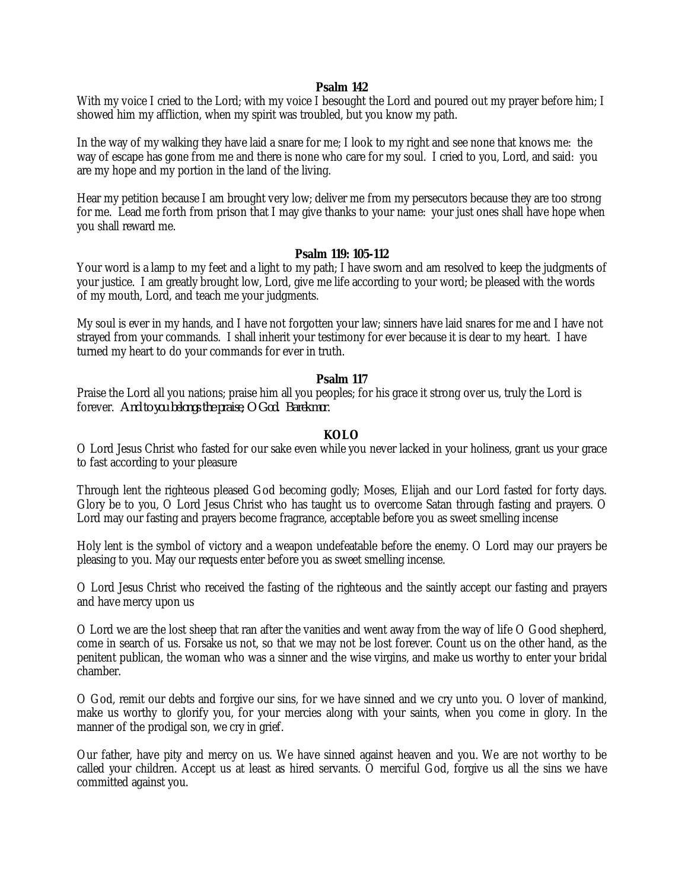**Psalm 142**

With my voice I cried to the Lord; with my voice I besought the Lord and poured out my prayer before him; I showed him my affliction, when my spirit was troubled, but you know my path.

In the way of my walking they have laid a snare for me; I look to my right and see none that knows me: the way of escape has gone from me and there is none who care for my soul. I cried to you, Lord, and said: you are my hope and my portion in the land of the living.

Hear my petition because I am brought very low; deliver me from my persecutors because they are too strong for me. Lead me forth from prison that I may give thanks to your name: your just ones shall have hope when you shall reward me.

**Psalm 119: 105-112**

Your word is a lamp to my feet and a light to my path; I have sworn and am resolved to keep the judgments of your justice. I am greatly brought low, Lord, give me life according to your word; be pleased with the words of my mouth, Lord, and teach me your judgments.

My soul is ever in my hands, and I have not forgotten your law; sinners have laid snares for me and I have not strayed from your commands. I shall inherit your testimony for ever because it is dear to my heart. I have turned my heart to do your commands for ever in truth.

**Psalm 117**

Praise the Lord all you nations; praise him all you peoples; for his grace it strong over us, truly the Lord is forever. *And to you belongs the praise, O God. Barekmor.*

**KOLO**

O Lord Jesus Christ who fasted for our sake even while you never lacked in your holiness, grant us your grace to fast according to your pleasure

Through lent the righteous pleased God becoming godly; Moses, Elijah and our Lord fasted for forty days. Glory be to you, O Lord Jesus Christ who has taught us to overcome Satan through fasting and prayers. O Lord may our fasting and prayers become fragrance, acceptable before you as sweet smelling incense

Holy lent is the symbol of victory and a weapon undefeatable before the enemy. O Lord may our prayers be pleasing to you. May our requests enter before you as sweet smelling incense.

O Lord Jesus Christ who received the fasting of the righteous and the saintly accept our fasting and prayers and have mercy upon us

O Lord we are the lost sheep that ran after the vanities and went away from the way of life O Good shepherd, come in search of us. Forsake us not, so that we may not be lost forever. Count us on the other hand, as the penitent publican, the woman who was a sinner and the wise virgins, and make us worthy to enter your bridal chamber.

O God, remit our debts and forgive our sins, for we have sinned and we cry unto you. O lover of mankind, make us worthy to glorify you, for your mercies along with your saints, when you come in glory. In the manner of the prodigal son, we cry in grief.

Our father, have pity and mercy on us. We have sinned against heaven and you. We are not worthy to be called your children. Accept us at least as hired servants. O merciful God, forgive us all the sins we have committed against you.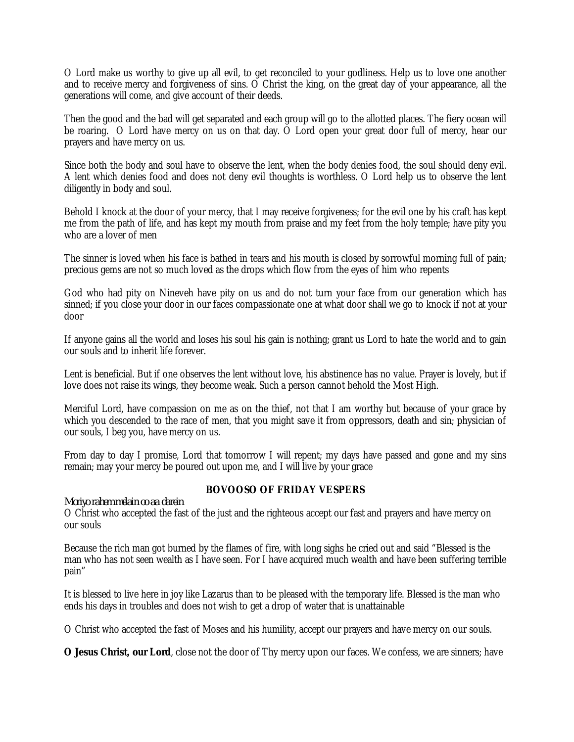O Lord make us worthy to give up all evil, to get reconciled to your godliness. Help us to love one another and to receive mercy and forgiveness of sins. O Christ the king, on the great day of your appearance, all the generations will come, and give account of their deeds.

Then the good and the bad will get separated and each group will go to the allotted places. The fiery ocean will be roaring. O Lord have mercy on us on that day. O Lord open your great door full of mercy, hear our prayers and have mercy on us.

Since both the body and soul have to observe the lent, when the body denies food, the soul should deny evil. A lent which denies food and does not deny evil thoughts is worthless. O Lord help us to observe the lent diligently in body and soul.

Behold I knock at the door of your mercy, that I may receive forgiveness; for the evil one by his craft has kept me from the path of life, and has kept my mouth from praise and my feet from the holy temple; have pity you who are a lover of men

The sinner is loved when his face is bathed in tears and his mouth is closed by sorrowful morning full of pain; precious gems are not so much loved as the drops which flow from the eyes of him who repents

God who had pity on Nineveh have pity on us and do not turn your face from our generation which has sinned; if you close your door in our faces compassionate one at what door shall we go to knock if not at your door

If anyone gains all the world and loses his soul his gain is nothing; grant us Lord to hate the world and to gain our souls and to inherit life forever.

Lent is beneficial. But if one observes the lent without love, his abstinence has no value. Prayer is lovely, but if love does not raise its wings, they become weak. Such a person cannot behold the Most High.

Merciful Lord, have compassion on me as on the thief, not that I am worthy but because of your grace by which you descended to the race of men, that you might save it from oppressors, death and sin; physician of our souls, I beg you, have mercy on us.

From day to day I promise, Lord that tomorrow I will repent; my days have passed and gone and my sins remain; may your mercy be poured out upon me, and I will live by your grace

### BOVOOSO OF FRIDAY VESPERS

*Moriyo rahem melain oo aa darein*

O Christ who accepted the fast of the just and the righteous accept our fast and prayers and have mercy on our souls

Because the rich man got burned by the flames of fire, with long sighs he cried out and said "Blessed is the man who has not seen wealth as I have seen. For I have acquired much wealth and have been suffering terrible pain"

It is blessed to live here in joy like Lazarus than to be pleased with the temporary life. Blessed is the man who ends his days in troubles and does not wish to get a drop of water that is unattainable

O Christ who accepted the fast of Moses and his humility, accept our prayers and have mercy on our souls.

**O Jesus Christ, our Lord**, close not the door of Thy mercy upon our faces. We confess, we are sinners; have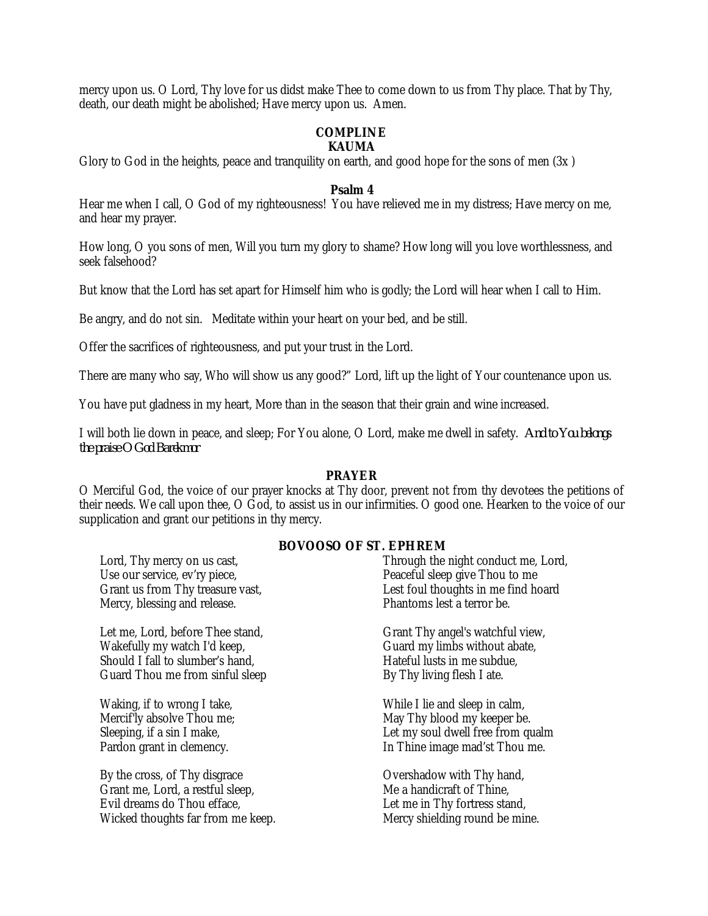mercy upon us. O Lord, Thy love for us didst make Thee to come down to us from Thy place. That by Thy, death, our death might be abolished; Have mercy upon us. Amen.

## COMPLINE

### KAUMA

Glory to God in the heights, peace and tranquility on earth, and good hope for the sons of men (3x )

### Psalm 4

Hear me when I call, O God of my righteousness! You have relieved me in my distress; Have mercy on me, and hear my prayer.

How long, O you sons of men, Will you turn my glory to shame? How long will you love worthlessness, and seek falsehood?

But know that the Lord has set apart for Himself him who is godly; the Lord will hear when I call to Him.

Be angry, and do not sin. Meditate within your heart on your bed, and be still.

Offer the sacrifices of righteousness, and put your trust in the Lord.

There are many who say, Who will show us any good?" Lord, lift up the light of Your countenance upon us.

You have put gladness in my heart, More than in the season that their grain and wine increased.

I will both lie down in peace, and sleep; For You alone, O Lord, make me dwell in safety. *And to You belongs the praise O God Barekmor*

### PRAYER

O Merciful God, the voice of our prayer knocks at Thy door, prevent not from thy devotees the petitions of their needs. We call upon thee, O God, to assist us in our infirmities. O good one. Hearken to the voice of our supplication and grant our petitions in thy mercy.

### BOVOOSO OF ST. EPHREM

Lord, Thy mercy on us cast,
Use our service, ev'ry piece,
Grant us from Thy treasure vast,
Mercy, blessing and release.

Let me, Lord, before Thee stand,
Wakefully my watch I'd keep,
Should I fall to slumber's hand,
Guard Thou me from sinful sleep

Waking, if to wrong I take,
Mercif'ly absolve Thou me;
Sleeping, if a sin I make,
Pardon grant in clemency.

By the cross, of Thy disgrace
Grant me, Lord, a restful sleep,
Evil dreams do Thou efface,
Wicked thoughts far from me keep.

Through the night conduct me, Lord,
Peaceful sleep give Thou to me
Lest foul thoughts in me find hoard
Phantoms lest a terror be.

Grant Thy angel's watchful view,
Guard my limbs without abate,
Hateful lusts in me subdue,
By Thy living flesh I ate.

While I lie and sleep in calm,
May Thy blood my keeper be.
Let my soul dwell free from qualm
In Thine image mad'st Thou me.

Overshadow with Thy hand,
Me a handicraft of Thine,
Let me in Thy fortress stand,
Mercy shielding round be mine.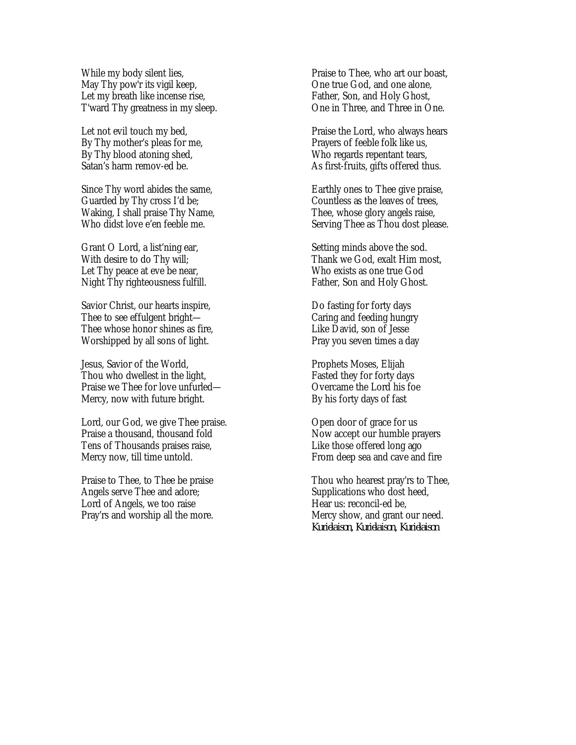While my body silent lies,
May Thy pow'r its vigil keep,
Let my breath like incense rise,
T'ward Thy greatness in my sleep.

Let not evil touch my bed,
By Thy mother's pleas for me,
By Thy blood atoning shed,
Satan's harm remov-ed be.

Since Thy word abides the same,
Guarded by Thy cross I'd be;
Waking, I shall praise Thy Name,
Who didst love e'en feeble me.

Grant O Lord, a list'ning ear,
With desire to do Thy will;
Let Thy peace at eve be near,
Night Thy righteousness fulfill.

Savior Christ, our hearts inspire,
Thee to see effulgent bright—
Thee whose honor shines as fire,
Worshipped by all sons of light.

Jesus, Savior of the World,
Thou who dwellest in the light,
Praise we Thee for love unfurled—
Mercy, now with future bright.

Lord, our God, we give Thee praise.
Praise a thousand, thousand fold
Tens of Thousands praises raise,
Mercy now, till time untold.

Praise to Thee, to Thee be praise
Angels serve Thee and adore;
Lord of Angels, we too raise
Pray'rs and worship all the more.

Praise to Thee, who art our boast,
One true God, and one alone,
Father, Son, and Holy Ghost,
One in Three, and Three in One.

Praise the Lord, who always hears
Prayers of feeble folk like us,
Who regards repentant tears,
As first-fruits, gifts offered thus.

Earthly ones to Thee give praise,
Countless as the leaves of trees,
Thee, whose glory angels raise,
Serving Thee as Thou dost please.

Setting minds above the sod.
Thank we God, exalt Him most,
Who exists as one true God
Father, Son and Holy Ghost.

Do fasting for forty days
Caring and feeding hungry
Like David, son of Jesse
Pray you seven times a day

Prophets Moses, Elijah
Fasted they for forty days
Overcame the Lord his foe
By his forty days of fast

Open door of grace for us
Now accept our humble prayers
Like those offered long ago
From deep sea and cave and fire

Thou who hearest pray'rs to Thee,
Supplications who dost heed,
Hear us: reconcil-ed be,
Mercy show, and grant our need.
*Kurielaison, Kurielaison, Kurielaison*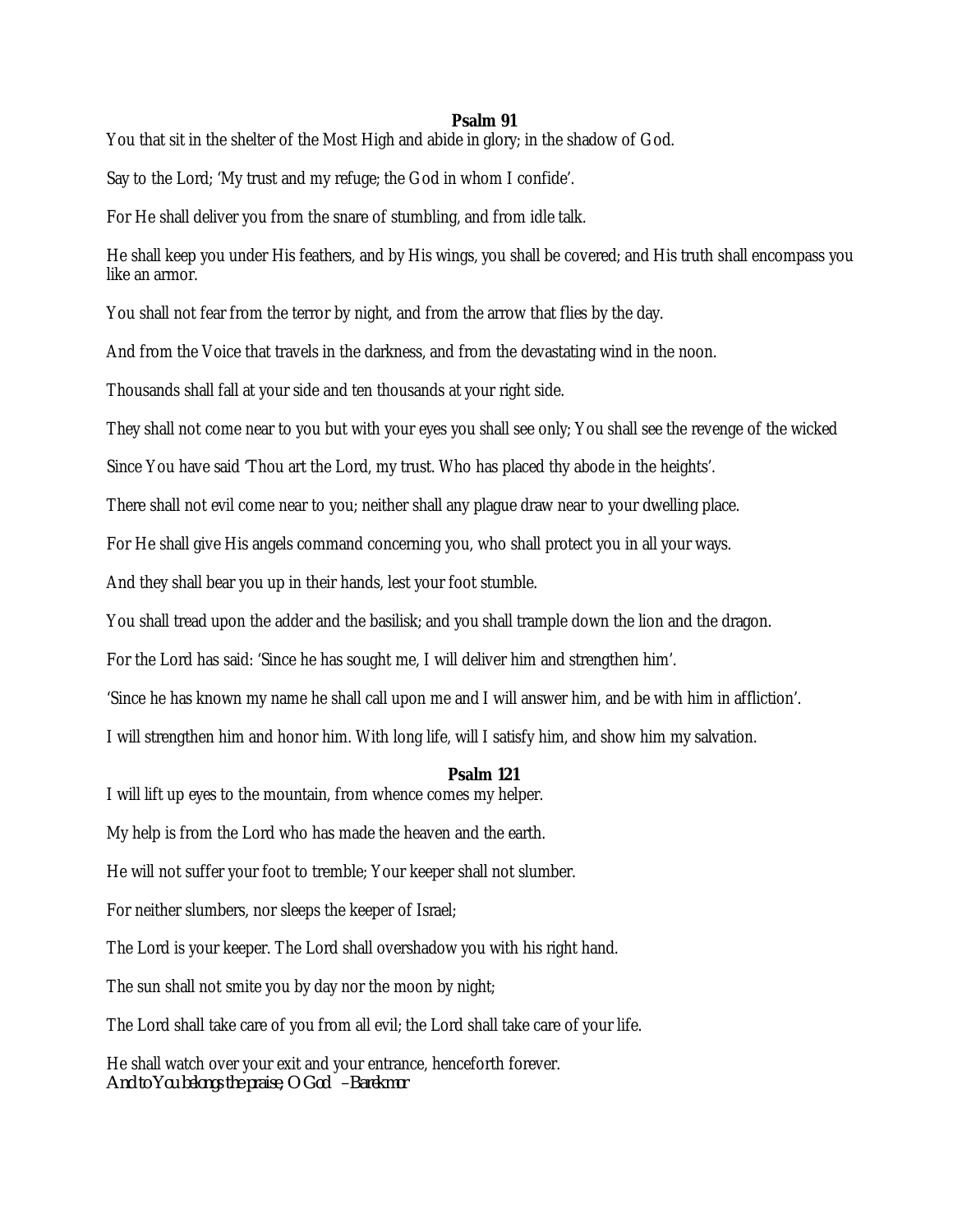**Psalm 91**

You that sit in the shelter of the Most High and abide in glory; in the shadow of God.

Say to the Lord; 'My trust and my refuge; the God in whom I confide'.

For He shall deliver you from the snare of stumbling, and from idle talk.

He shall keep you under His feathers, and by His wings, you shall be covered; and His truth shall encompass you like an armor.

You shall not fear from the terror by night, and from the arrow that flies by the day.

And from the Voice that travels in the darkness, and from the devastating wind in the noon.

Thousands shall fall at your side and ten thousands at your right side.

They shall not come near to you but with your eyes you shall see only; You shall see the revenge of the wicked

Since You have said 'Thou art the Lord, my trust. Who has placed thy abode in the heights'.

There shall not evil come near to you; neither shall any plague draw near to your dwelling place.

For He shall give His angels command concerning you, who shall protect you in all your ways.

And they shall bear you up in their hands, lest your foot stumble.

You shall tread upon the adder and the basilisk; and you shall trample down the lion and the dragon.

For the Lord has said: 'Since he has sought me, I will deliver him and strengthen him'.

'Since he has known my name he shall call upon me and I will answer him, and be with him in affliction'.

I will strengthen him and honor him. With long life, will I satisfy him, and show him my salvation.

**Psalm 121**

I will lift up eyes to the mountain, from whence comes my helper.

My help is from the Lord who has made the heaven and the earth.

He will not suffer your foot to tremble; Your keeper shall not slumber.

For neither slumbers, nor sleeps the keeper of Israel;

The Lord is your keeper. The Lord shall overshadow you with his right hand.

The sun shall not smite you by day nor the moon by night;

The Lord shall take care of you from all evil; the Lord shall take care of your life.

He shall watch over your exit and your entrance, henceforth forever.

*And to You belongs the praise, O God –Barekmor*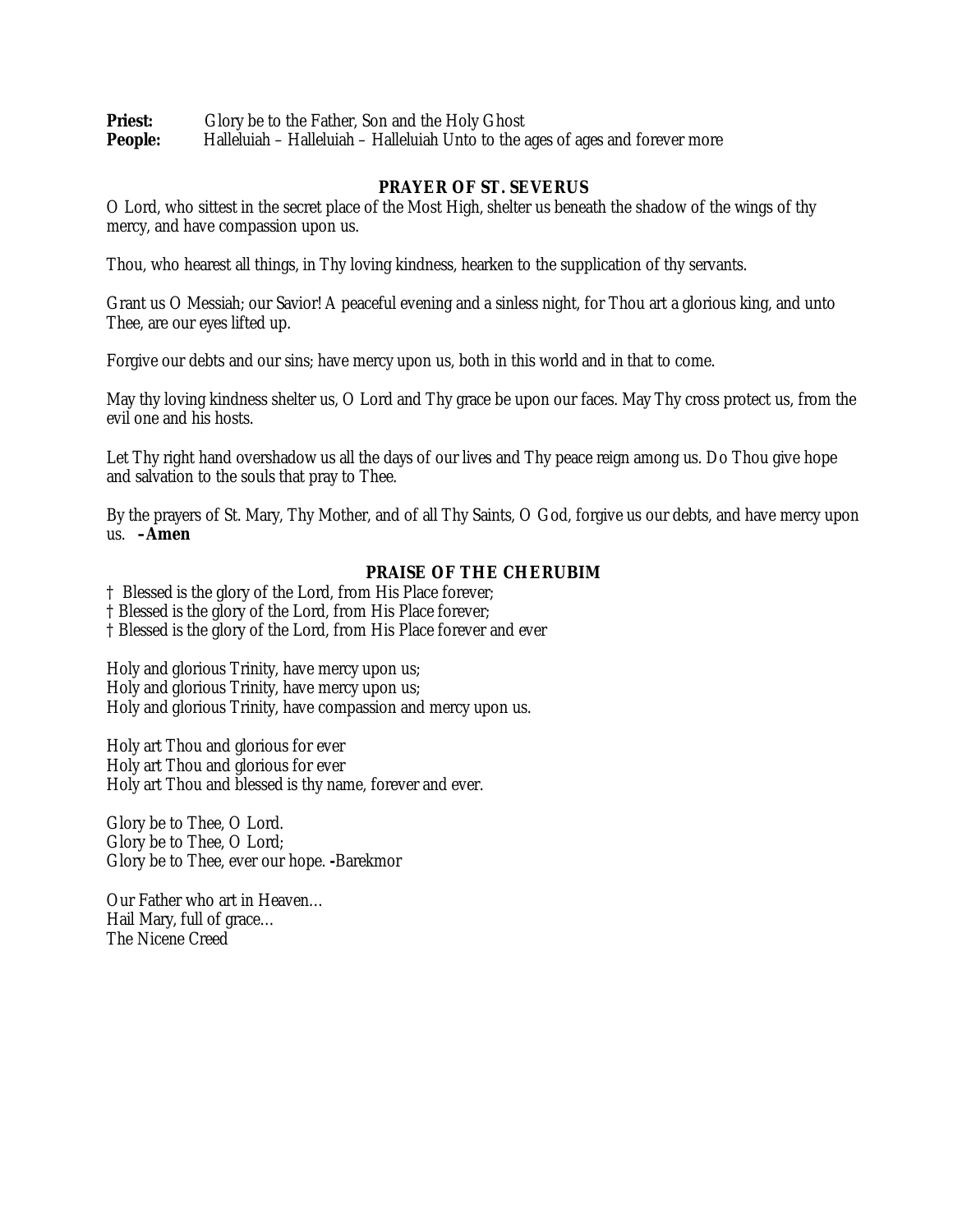**Priest:** Glory be to the Father, Son and the Holy Ghost
**People:** Halleluiah – Halleluiah – Halleluiah Unto to the ages of ages and forever more

## PRAYER OF ST. SEVERUS

O Lord, who sittest in the secret place of the Most High, shelter us beneath the shadow of the wings of thy mercy, and have compassion upon us.

Thou, who hearest all things, in Thy loving kindness, hearken to the supplication of thy servants.

Grant us O Messiah; our Savior! A peaceful evening and a sinless night, for Thou art a glorious king, and unto Thee, are our eyes lifted up.

Forgive our debts and our sins; have mercy upon us, both in this world and in that to come.

May thy loving kindness shelter us, O Lord and Thy grace be upon our faces. May Thy cross protect us, from the evil one and his hosts.

Let Thy right hand overshadow us all the days of our lives and Thy peace reign among us. Do Thou give hope and salvation to the souls that pray to Thee.

By the prayers of St. Mary, Thy Mother, and of all Thy Saints, O God, forgive us our debts, and have mercy upon us. **–Amen**

## PRAISE OF THE CHERUBIM

† Blessed is the glory of the Lord, from His Place forever;
† Blessed is the glory of the Lord, from His Place forever;
† Blessed is the glory of the Lord, from His Place forever and ever

Holy and glorious Trinity, have mercy upon us;
Holy and glorious Trinity, have mercy upon us;
Holy and glorious Trinity, have compassion and mercy upon us.

Holy art Thou and glorious for ever
Holy art Thou and glorious for ever
Holy art Thou and blessed is thy name, forever and ever.

Glory be to Thee, O Lord.
Glory be to Thee, O Lord;
Glory be to Thee, ever our hope. **-**Barekmor

Our Father who art in Heaven…
Hail Mary, full of grace…
The Nicene Creed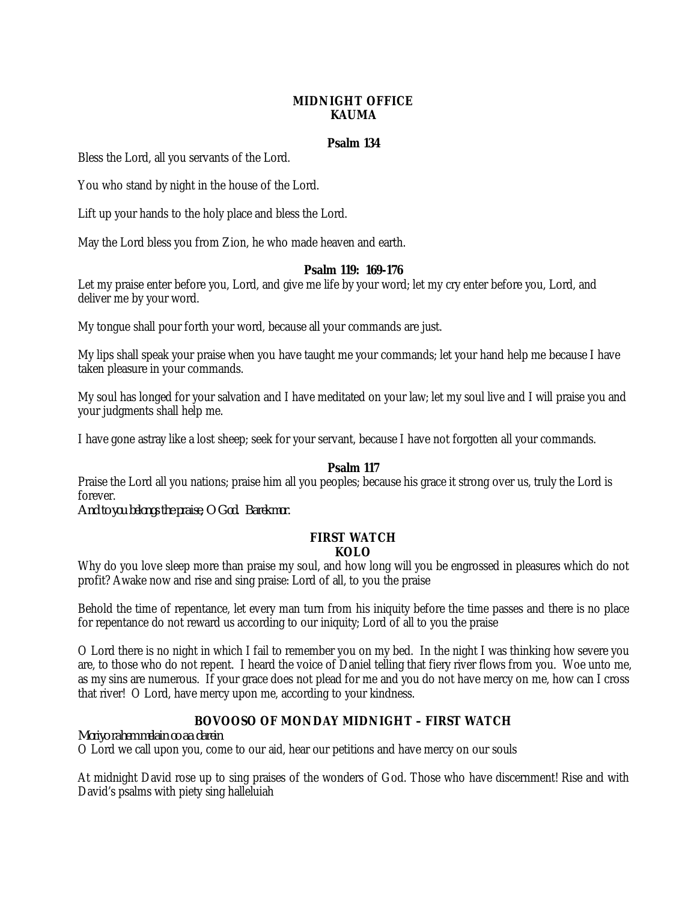# MIDNIGHT OFFICE
# KAUMA

### Psalm 134

Bless the Lord, all you servants of the Lord.

You who stand by night in the house of the Lord.

Lift up your hands to the holy place and bless the Lord.

May the Lord bless you from Zion, he who made heaven and earth.

### Psalm 119: 169-176

Let my praise enter before you, Lord, and give me life by your word; let my cry enter before you, Lord, and deliver me by your word.

My tongue shall pour forth your word, because all your commands are just.

My lips shall speak your praise when you have taught me your commands; let your hand help me because I have taken pleasure in your commands.

My soul has longed for your salvation and I have meditated on your law; let my soul live and I will praise you and your judgments shall help me.

I have gone astray like a lost sheep; seek for your servant, because I have not forgotten all your commands.

### Psalm 117

Praise the Lord all you nations; praise him all you peoples; because his grace it strong over us, truly the Lord is forever.

*And to you belongs the praise, O God. Barekmor.*

## FIRST WATCH
## KOLO

Why do you love sleep more than praise my soul, and how long will you be engrossed in pleasures which do not profit? Awake now and rise and sing praise: Lord of all, to you the praise

Behold the time of repentance, let every man turn from his iniquity before the time passes and there is no place for repentance do not reward us according to our iniquity; Lord of all to you the praise

O Lord there is no night in which I fail to remember you on my bed. In the night I was thinking how severe you are, to those who do not repent. I heard the voice of Daniel telling that fiery river flows from you. Woe unto me, as my sins are numerous. If your grace does not plead for me and you do not have mercy on me, how can I cross that river! O Lord, have mercy upon me, according to your kindness.

## BOVOOSO OF MONDAY MIDNIGHT – FIRST WATCH

*Moriyo rahem melain oo aa darein*

O Lord we call upon you, come to our aid, hear our petitions and have mercy on our souls

At midnight David rose up to sing praises of the wonders of God. Those who have discernment! Rise and with David's psalms with piety sing halleluiah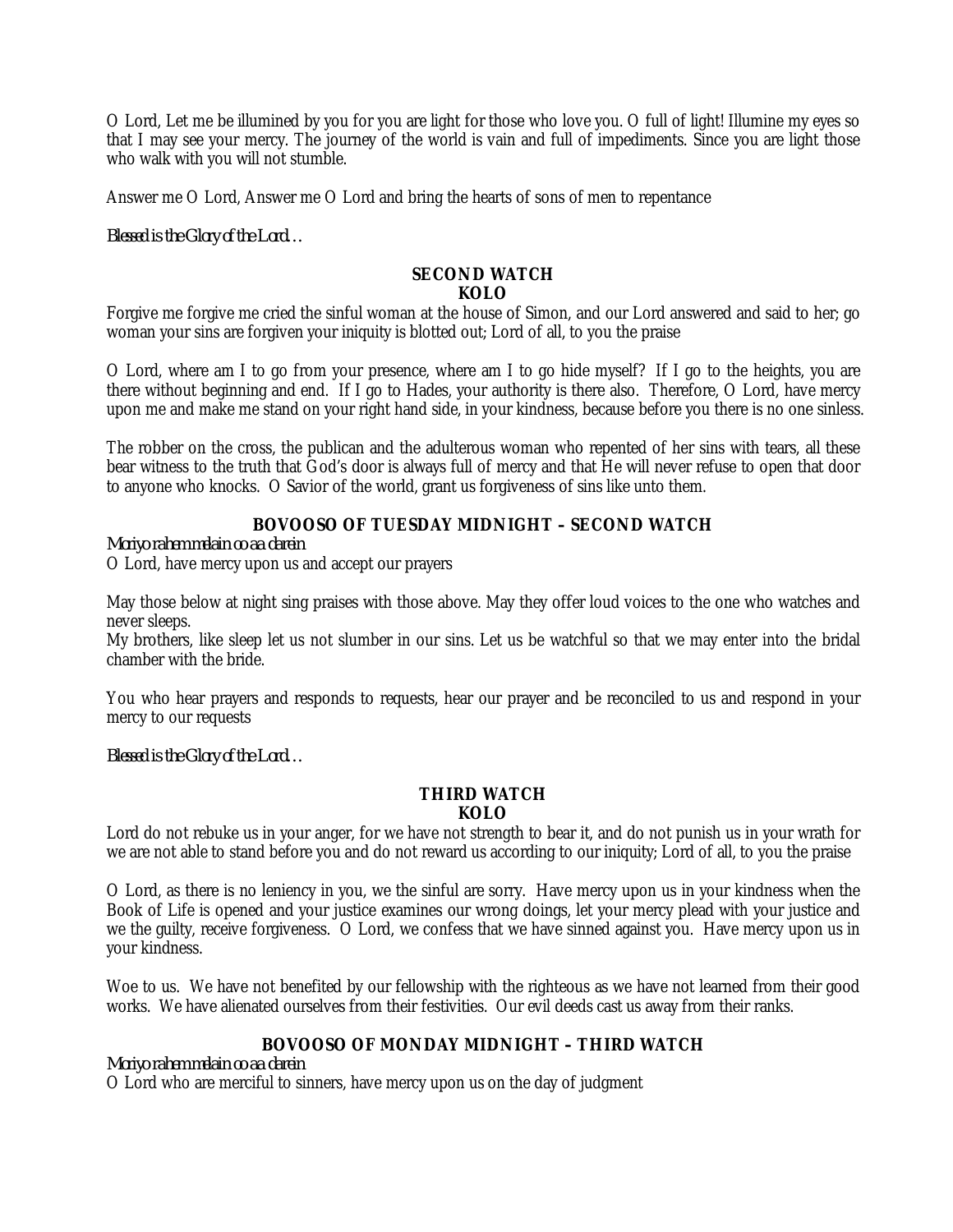O Lord, Let me be illumined by you for you are light for those who love you. O full of light! Illumine my eyes so that I may see your mercy. The journey of the world is vain and full of impediments. Since you are light those who walk with you will not stumble.

Answer me O Lord, Answer me O Lord and bring the hearts of sons of men to repentance

*Blessed is the Glory of the Lord…*

## SECOND WATCH
### KOLO

Forgive me forgive me cried the sinful woman at the house of Simon, and our Lord answered and said to her; go woman your sins are forgiven your iniquity is blotted out; Lord of all, to you the praise

O Lord, where am I to go from your presence, where am I to go hide myself? If I go to the heights, you are there without beginning and end. If I go to Hades, your authority is there also. Therefore, O Lord, have mercy upon me and make me stand on your right hand side, in your kindness, because before you there is no one sinless.

The robber on the cross, the publican and the adulterous woman who repented of her sins with tears, all these bear witness to the truth that God's door is always full of mercy and that He will never refuse to open that door to anyone who knocks. O Savior of the world, grant us forgiveness of sins like unto them.

### BOVOOSO OF TUESDAY MIDNIGHT – SECOND WATCH

*Moriyo rahem melain oo aa darein*

O Lord, have mercy upon us and accept our prayers

May those below at night sing praises with those above. May they offer loud voices to the one who watches and never sleeps.
My brothers, like sleep let us not slumber in our sins. Let us be watchful so that we may enter into the bridal chamber with the bride.

You who hear prayers and responds to requests, hear our prayer and be reconciled to us and respond in your mercy to our requests

*Blessed is the Glory of the Lord…*

## THIRD WATCH
### KOLO

Lord do not rebuke us in your anger, for we have not strength to bear it, and do not punish us in your wrath for we are not able to stand before you and do not reward us according to our iniquity; Lord of all, to you the praise

O Lord, as there is no leniency in you, we the sinful are sorry. Have mercy upon us in your kindness when the Book of Life is opened and your justice examines our wrong doings, let your mercy plead with your justice and we the guilty, receive forgiveness. O Lord, we confess that we have sinned against you. Have mercy upon us in your kindness.

Woe to us. We have not benefited by our fellowship with the righteous as we have not learned from their good works. We have alienated ourselves from their festivities. Our evil deeds cast us away from their ranks.

### BOVOOSO OF MONDAY MIDNIGHT – THIRD WATCH

*Moriyo rahem melain oo aa darein*

O Lord who are merciful to sinners, have mercy upon us on the day of judgment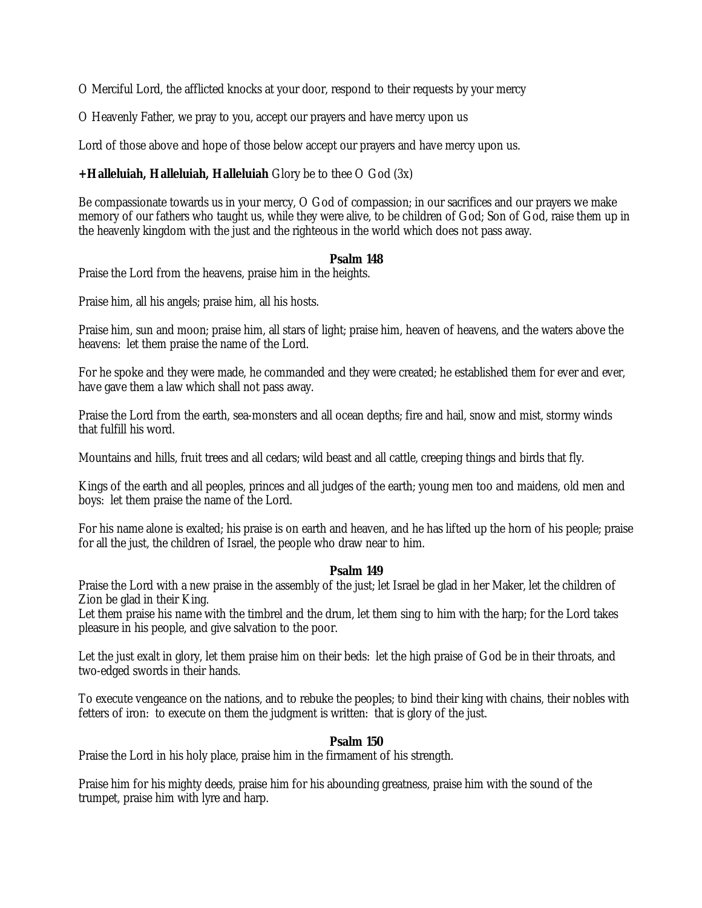O Merciful Lord, the afflicted knocks at your door, respond to their requests by your mercy

O Heavenly Father, we pray to you, accept our prayers and have mercy upon us

Lord of those above and hope of those below accept our prayers and have mercy upon us.

**+Halleluiah, Halleluiah, Halleluiah** Glory be to thee O God (3x)

Be compassionate towards us in your mercy, O God of compassion; in our sacrifices and our prayers we make memory of our fathers who taught us, while they were alive, to be children of God; Son of God, raise them up in the heavenly kingdom with the just and the righteous in the world which does not pass away.

### Psalm 148

Praise the Lord from the heavens, praise him in the heights.

Praise him, all his angels; praise him, all his hosts.

Praise him, sun and moon; praise him, all stars of light; praise him, heaven of heavens, and the waters above the heavens: let them praise the name of the Lord.

For he spoke and they were made, he commanded and they were created; he established them for ever and ever, have gave them a law which shall not pass away.

Praise the Lord from the earth, sea-monsters and all ocean depths; fire and hail, snow and mist, stormy winds that fulfill his word.

Mountains and hills, fruit trees and all cedars; wild beast and all cattle, creeping things and birds that fly.

Kings of the earth and all peoples, princes and all judges of the earth; young men too and maidens, old men and boys: let them praise the name of the Lord.

For his name alone is exalted; his praise is on earth and heaven, and he has lifted up the horn of his people; praise for all the just, the children of Israel, the people who draw near to him.

### Psalm 149

Praise the Lord with a new praise in the assembly of the just; let Israel be glad in her Maker, let the children of Zion be glad in their King.
Let them praise his name with the timbrel and the drum, let them sing to him with the harp; for the Lord takes pleasure in his people, and give salvation to the poor.

Let the just exalt in glory, let them praise him on their beds: let the high praise of God be in their throats, and two-edged swords in their hands.

To execute vengeance on the nations, and to rebuke the peoples; to bind their king with chains, their nobles with fetters of iron: to execute on them the judgment is written: that is glory of the just.

### Psalm 150

Praise the Lord in his holy place, praise him in the firmament of his strength.

Praise him for his mighty deeds, praise him for his abounding greatness, praise him with the sound of the trumpet, praise him with lyre and harp.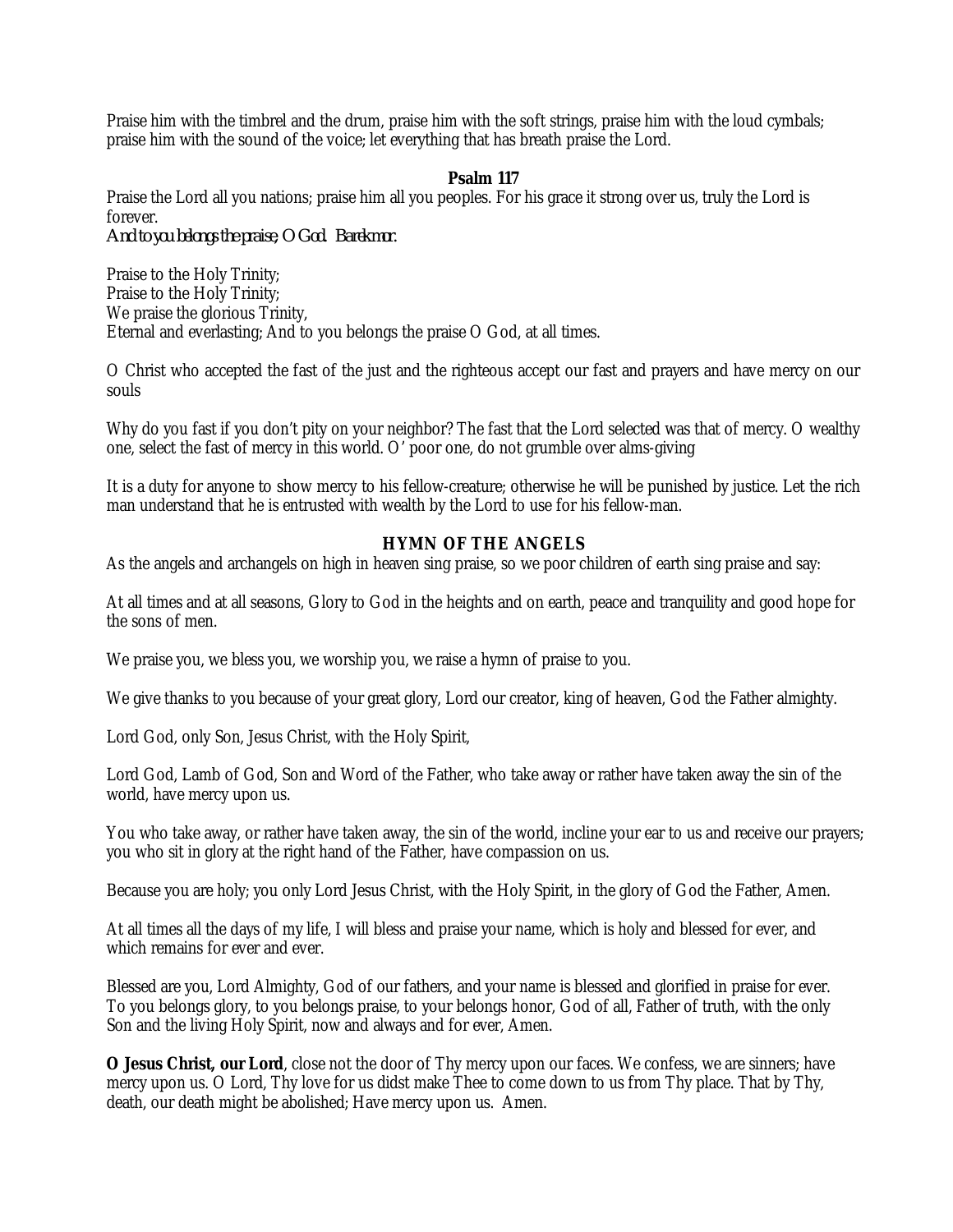Praise him with the timbrel and the drum, praise him with the soft strings, praise him with the loud cymbals; praise him with the sound of the voice; let everything that has breath praise the Lord.

### Psalm 117

Praise the Lord all you nations; praise him all you peoples. For his grace it strong over us, truly the Lord is forever.

*And to you belongs the praise, O God. Barekmor.*

Praise to the Holy Trinity;
Praise to the Holy Trinity;
We praise the glorious Trinity,
Eternal and everlasting; And to you belongs the praise O God, at all times.

O Christ who accepted the fast of the just and the righteous accept our fast and prayers and have mercy on our souls

Why do you fast if you don't pity on your neighbor? The fast that the Lord selected was that of mercy. O wealthy one, select the fast of mercy in this world. O' poor one, do not grumble over alms-giving

It is a duty for anyone to show mercy to his fellow-creature; otherwise he will be punished by justice. Let the rich man understand that he is entrusted with wealth by the Lord to use for his fellow-man.

### HYMN OF THE ANGELS

As the angels and archangels on high in heaven sing praise, so we poor children of earth sing praise and say:

At all times and at all seasons, Glory to God in the heights and on earth, peace and tranquility and good hope for the sons of men.

We praise you, we bless you, we worship you, we raise a hymn of praise to you.

We give thanks to you because of your great glory, Lord our creator, king of heaven, God the Father almighty.

Lord God, only Son, Jesus Christ, with the Holy Spirit,

Lord God, Lamb of God, Son and Word of the Father, who take away or rather have taken away the sin of the world, have mercy upon us.

You who take away, or rather have taken away, the sin of the world, incline your ear to us and receive our prayers; you who sit in glory at the right hand of the Father, have compassion on us.

Because you are holy; you only Lord Jesus Christ, with the Holy Spirit, in the glory of God the Father, Amen.

At all times all the days of my life, I will bless and praise your name, which is holy and blessed for ever, and which remains for ever and ever.

Blessed are you, Lord Almighty, God of our fathers, and your name is blessed and glorified in praise for ever. To you belongs glory, to you belongs praise, to your belongs honor, God of all, Father of truth, with the only Son and the living Holy Spirit, now and always and for ever, Amen.

**O Jesus Christ, our Lord**, close not the door of Thy mercy upon our faces. We confess, we are sinners; have mercy upon us. O Lord, Thy love for us didst make Thee to come down to us from Thy place. That by Thy, death, our death might be abolished; Have mercy upon us. Amen.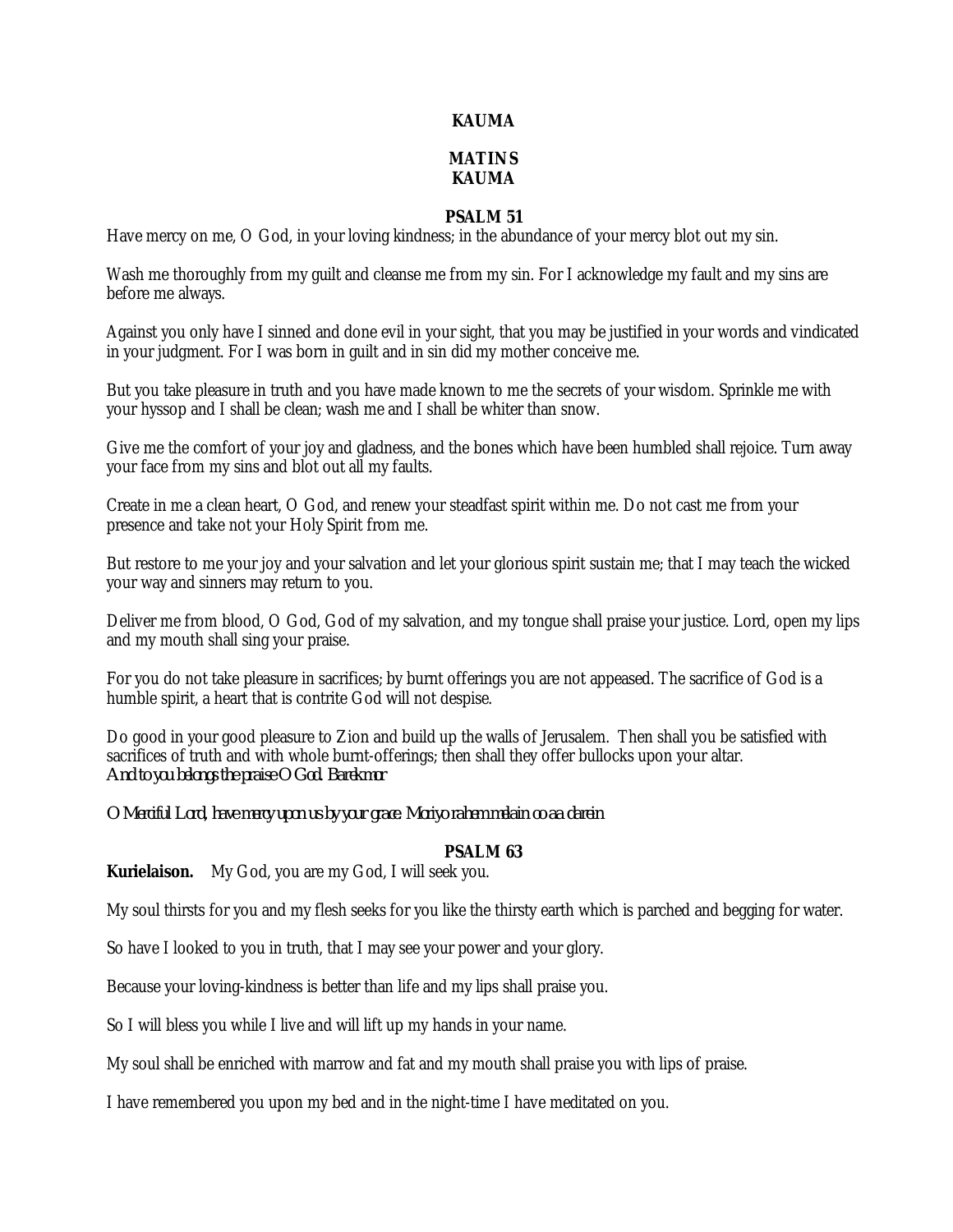**KAUMA**

**MATINS**
**KAUMA**

**PSALM 51**

Have mercy on me, O God, in your loving kindness; in the abundance of your mercy blot out my sin.

Wash me thoroughly from my guilt and cleanse me from my sin. For I acknowledge my fault and my sins are before me always.

Against you only have I sinned and done evil in your sight, that you may be justified in your words and vindicated in your judgment. For I was born in guilt and in sin did my mother conceive me.

But you take pleasure in truth and you have made known to me the secrets of your wisdom. Sprinkle me with your hyssop and I shall be clean; wash me and I shall be whiter than snow.

Give me the comfort of your joy and gladness, and the bones which have been humbled shall rejoice. Turn away your face from my sins and blot out all my faults.

Create in me a clean heart, O God, and renew your steadfast spirit within me. Do not cast me from your presence and take not your Holy Spirit from me.

But restore to me your joy and your salvation and let your glorious spirit sustain me; that I may teach the wicked your way and sinners may return to you.

Deliver me from blood, O God, God of my salvation, and my tongue shall praise your justice. Lord, open my lips and my mouth shall sing your praise.

For you do not take pleasure in sacrifices; by burnt offerings you are not appeased. The sacrifice of God is a humble spirit, a heart that is contrite God will not despise.

Do good in your good pleasure to Zion and build up the walls of Jerusalem. Then shall you be satisfied with sacrifices of truth and with whole burnt-offerings; then shall they offer bullocks upon your altar.
*And to you belongs the praise O God. Barekmor*

*O Merciful Lord, have mercy upon us by your grace. Moriyo rahem melain oo aa darein*

**PSALM 63**

**Kurielaison.** My God, you are my God, I will seek you.

My soul thirsts for you and my flesh seeks for you like the thirsty earth which is parched and begging for water.

So have I looked to you in truth, that I may see your power and your glory.

Because your loving-kindness is better than life and my lips shall praise you.

So I will bless you while I live and will lift up my hands in your name.

My soul shall be enriched with marrow and fat and my mouth shall praise you with lips of praise.

I have remembered you upon my bed and in the night-time I have meditated on you.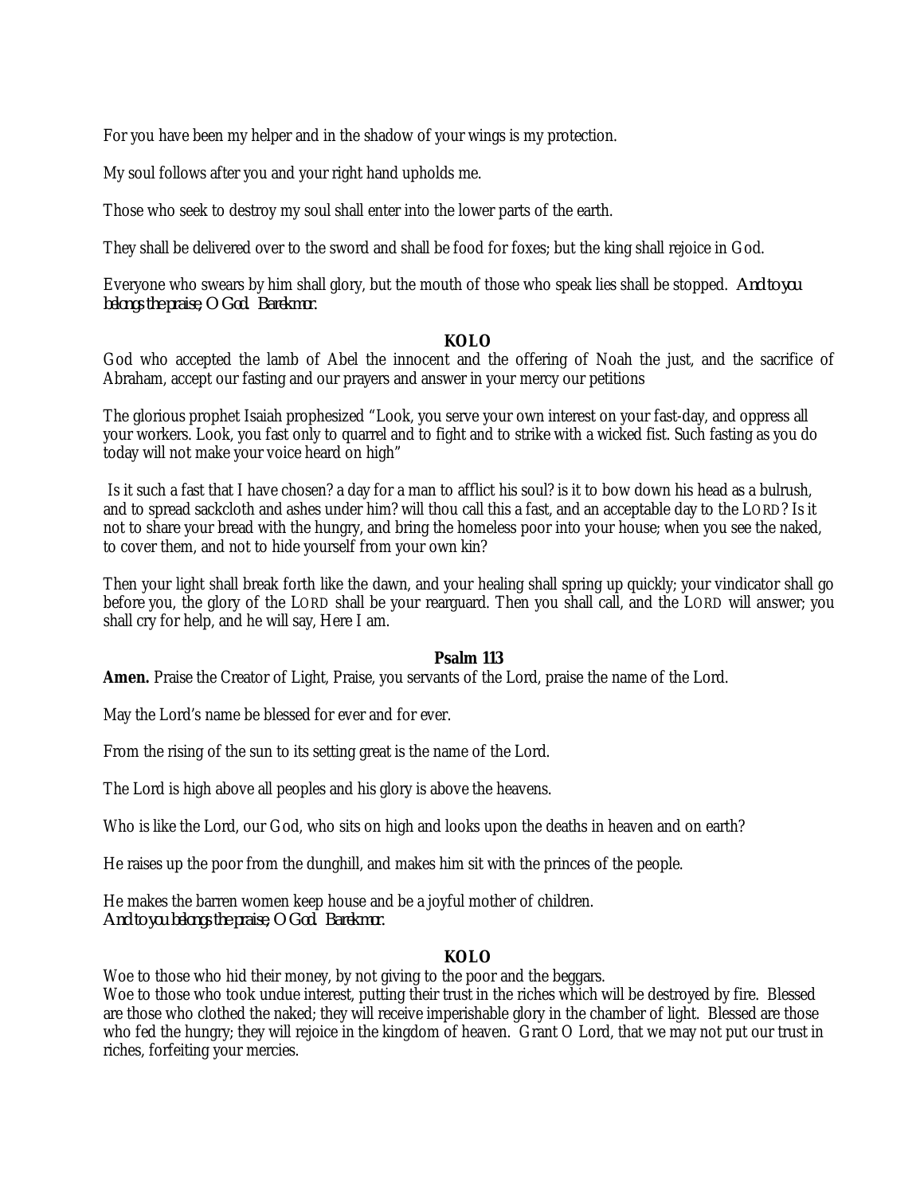For you have been my helper and in the shadow of your wings is my protection.

My soul follows after you and your right hand upholds me.

Those who seek to destroy my soul shall enter into the lower parts of the earth.

They shall be delivered over to the sword and shall be food for foxes; but the king shall rejoice in God.

Everyone who swears by him shall glory, but the mouth of those who speak lies shall be stopped. *And to you belongs the praise, O God. Barekmor.*

**KOLO**

God who accepted the lamb of Abel the innocent and the offering of Noah the just, and the sacrifice of Abraham, accept our fasting and our prayers and answer in your mercy our petitions

The glorious prophet Isaiah prophesized "Look, you serve your own interest on your fast-day, and oppress all your workers. Look, you fast only to quarrel and to fight and to strike with a wicked fist. Such fasting as you do today will not make your voice heard on high"

Is it such a fast that I have chosen? a day for a man to afflict his soul? is it to bow down his head as a bulrush, and to spread sackcloth and ashes under him? will thou call this a fast, and an acceptable day to the LORD? Is it not to share your bread with the hungry, and bring the homeless poor into your house; when you see the naked, to cover them, and not to hide yourself from your own kin?

Then your light shall break forth like the dawn, and your healing shall spring up quickly; your vindicator shall go before you, the glory of the LORD shall be your rearguard. Then you shall call, and the LORD will answer; you shall cry for help, and he will say, Here I am.

**Psalm 113**

**Amen.** Praise the Creator of Light, Praise, you servants of the Lord, praise the name of the Lord.

May the Lord's name be blessed for ever and for ever.

From the rising of the sun to its setting great is the name of the Lord.

The Lord is high above all peoples and his glory is above the heavens.

Who is like the Lord, our God, who sits on high and looks upon the deaths in heaven and on earth?

He raises up the poor from the dunghill, and makes him sit with the princes of the people.

He makes the barren women keep house and be a joyful mother of children.
*And to you belongs the praise, O God. Barekmor.*

**KOLO**

Woe to those who hid their money, by not giving to the poor and the beggars.
Woe to those who took undue interest, putting their trust in the riches which will be destroyed by fire. Blessed are those who clothed the naked; they will receive imperishable glory in the chamber of light. Blessed are those who fed the hungry; they will rejoice in the kingdom of heaven. Grant O Lord, that we may not put our trust in riches, forfeiting your mercies.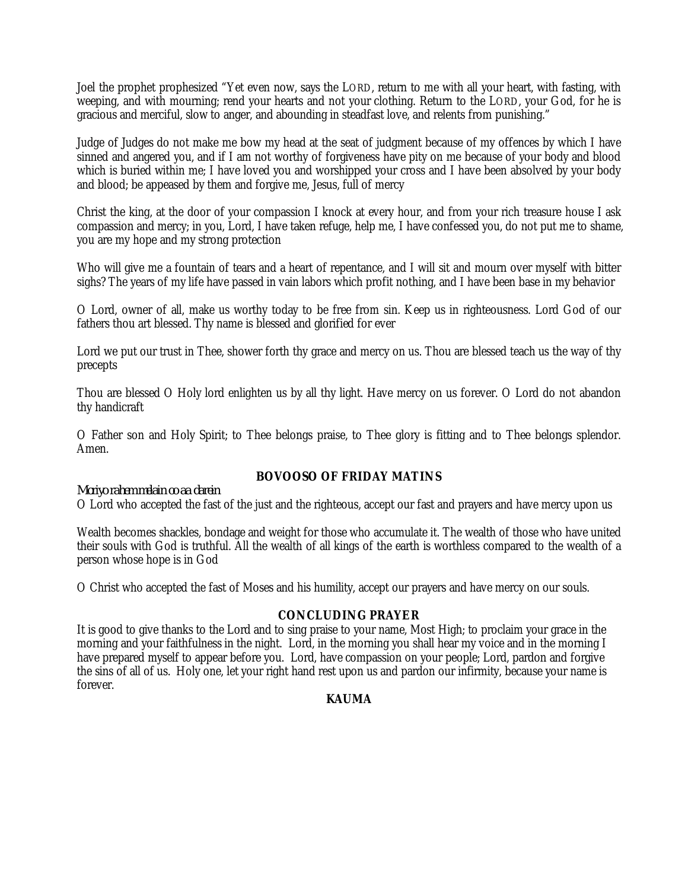Joel the prophet prophesized "Yet even now, says the LORD, return to me with all your heart, with fasting, with weeping, and with mourning; rend your hearts and not your clothing. Return to the LORD, your God, for he is gracious and merciful, slow to anger, and abounding in steadfast love, and relents from punishing."

Judge of Judges do not make me bow my head at the seat of judgment because of my offences by which I have sinned and angered you, and if I am not worthy of forgiveness have pity on me because of your body and blood which is buried within me; I have loved you and worshipped your cross and I have been absolved by your body and blood; be appeased by them and forgive me, Jesus, full of mercy

Christ the king, at the door of your compassion I knock at every hour, and from your rich treasure house I ask compassion and mercy; in you, Lord, I have taken refuge, help me, I have confessed you, do not put me to shame, you are my hope and my strong protection

Who will give me a fountain of tears and a heart of repentance, and I will sit and mourn over myself with bitter sighs? The years of my life have passed in vain labors which profit nothing, and I have been base in my behavior

O Lord, owner of all, make us worthy today to be free from sin. Keep us in righteousness. Lord God of our fathers thou art blessed. Thy name is blessed and glorified for ever

Lord we put our trust in Thee, shower forth thy grace and mercy on us. Thou are blessed teach us the way of thy precepts

Thou are blessed O Holy lord enlighten us by all thy light. Have mercy on us forever. O Lord do not abandon thy handicraft

O Father son and Holy Spirit; to Thee belongs praise, to Thee glory is fitting and to Thee belongs splendor. Amen.

## BOVOOSO OF FRIDAY MATINS

*Moriyo rahem melain oo aa darein*

O Lord who accepted the fast of the just and the righteous, accept our fast and prayers and have mercy upon us

Wealth becomes shackles, bondage and weight for those who accumulate it. The wealth of those who have united their souls with God is truthful. All the wealth of all kings of the earth is worthless compared to the wealth of a person whose hope is in God

O Christ who accepted the fast of Moses and his humility, accept our prayers and have mercy on our souls.

## CONCLUDING PRAYER

It is good to give thanks to the Lord and to sing praise to your name, Most High; to proclaim your grace in the morning and your faithfulness in the night. Lord, in the morning you shall hear my voice and in the morning I have prepared myself to appear before you. Lord, have compassion on your people; Lord, pardon and forgive the sins of all of us. Holy one, let your right hand rest upon us and pardon our infirmity, because your name is forever.

## KAUMA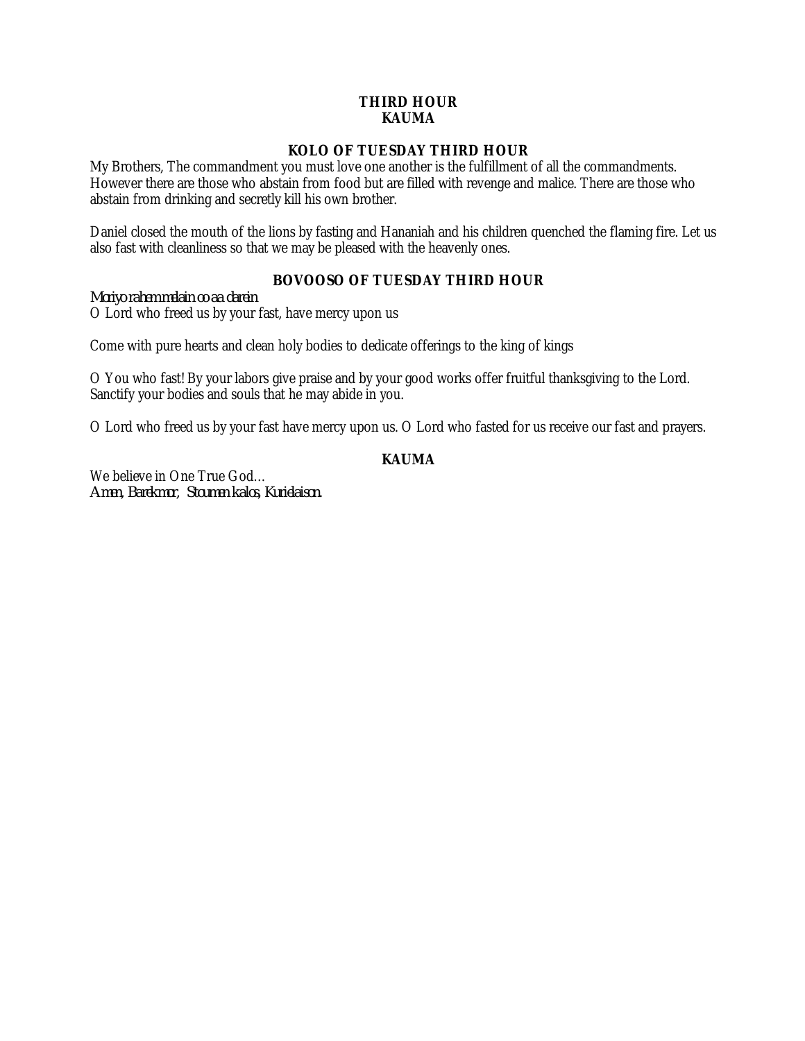**THIRD HOUR**
**KAUMA**

**KOLO OF TUESDAY THIRD HOUR**

My Brothers, The commandment you must love one another is the fulfillment of all the commandments. However there are those who abstain from food but are filled with revenge and malice. There are those who abstain from drinking and secretly kill his own brother.

Daniel closed the mouth of the lions by fasting and Hananiah and his children quenched the flaming fire. Let us also fast with cleanliness so that we may be pleased with the heavenly ones.

**BOVOOSO OF TUESDAY THIRD HOUR**

*Moriyo rahem melain oo aa darein*
O Lord who freed us by your fast, have mercy upon us

Come with pure hearts and clean holy bodies to dedicate offerings to the king of kings

O You who fast! By your labors give praise and by your good works offer fruitful thanksgiving to the Lord. Sanctify your bodies and souls that he may abide in you.

O Lord who freed us by your fast have mercy upon us. O Lord who fasted for us receive our fast and prayers.

**KAUMA**

We believe in One True God…
*Amen, Barekmor, Stoumen kalos, Kurielaison.*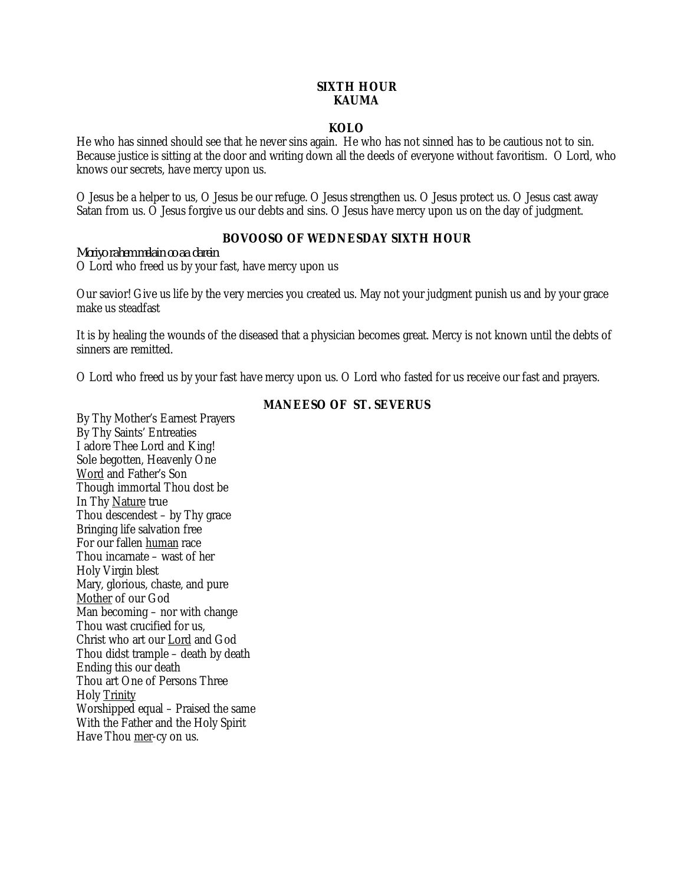## SIXTH HOUR
## KAUMA

### KOLO

He who has sinned should see that he never sins again. He who has not sinned has to be cautious not to sin. Because justice is sitting at the door and writing down all the deeds of everyone without favoritism. O Lord, who knows our secrets, have mercy upon us.

O Jesus be a helper to us, O Jesus be our refuge. O Jesus strengthen us. O Jesus protect us. O Jesus cast away Satan from us. O Jesus forgive us our debts and sins. O Jesus have mercy upon us on the day of judgment.

### BOVOOSO OF WEDNESDAY SIXTH HOUR

*Moriyo rahem melain oo aa darein*
O Lord who freed us by your fast, have mercy upon us

Our savior! Give us life by the very mercies you created us. May not your judgment punish us and by your grace make us steadfast

It is by healing the wounds of the diseased that a physician becomes great. Mercy is not known until the debts of sinners are remitted.

O Lord who freed us by your fast have mercy upon us. O Lord who fasted for us receive our fast and prayers.

### MANEESO OF ST. SEVERUS

By Thy Mother's Earnest Prayers
By Thy Saints' Entreaties
I adore Thee Lord and King!
Sole begotten, Heavenly One
<u>Word</u> and Father's Son
Though immortal Thou dost be
In Thy <u>Nature</u> true
Thou descendest – by Thy grace
Bringing life salvation free
For our fallen <u>human</u> race
Thou incarnate – wast of her
Holy Virgin blest
Mary, glorious, chaste, and pure
<u>Mother</u> of our God
Man becoming – nor with change
Thou wast crucified for us,
Christ who art our <u>Lord</u> and God
Thou didst trample – death by death
Ending this our death
Thou art One of Persons Three
Holy <u>Trinity</u>
Worshipped equal – Praised the same
With the Father and the Holy Spirit
Have Thou <u>mer</u>-cy on us.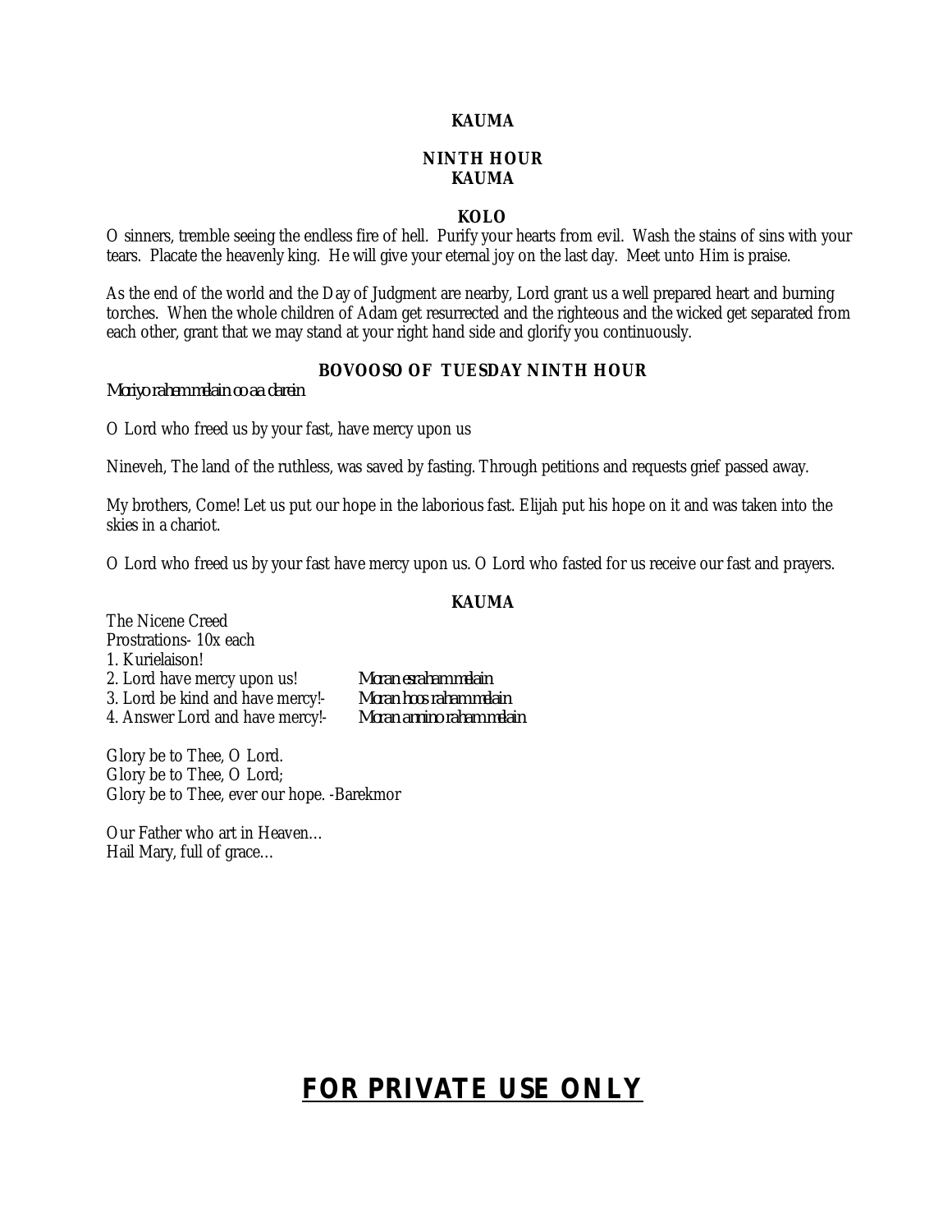**KAUMA**

**NINTH HOUR**
**KAUMA**

**KOLO**

O sinners, tremble seeing the endless fire of hell. Purify your hearts from evil. Wash the stains of sins with your tears. Placate the heavenly king. He will give your eternal joy on the last day. Meet unto Him is praise.

As the end of the world and the Day of Judgment are nearby, Lord grant us a well prepared heart and burning torches. When the whole children of Adam get resurrected and the righteous and the wicked get separated from each other, grant that we may stand at your right hand side and glorify you continuously.

**BOVOOSO OF TUESDAY NINTH HOUR**

*Moriyo rahemmelain oo aa darein*

O Lord who freed us by your fast, have mercy upon us

Nineveh, The land of the ruthless, was saved by fasting. Through petitions and requests grief passed away.

My brothers, Come! Let us put our hope in the laborious fast. Elijah put his hope on it and was taken into the skies in a chariot.

O Lord who freed us by your fast have mercy upon us. O Lord who fasted for us receive our fast and prayers.

**KAUMA**

The Nicene Creed
Prostrations- 10x each
1. Kurielaison!
2. Lord have mercy upon us! *Moran esrahammelain*
3. Lord be kind and have mercy!- *Moran hoos rahammelain*
4. Answer Lord and have mercy!- *Moran annino rahammelain*

Glory be to Thee, O Lord.
Glory be to Thee, O Lord;
Glory be to Thee, ever our hope. -Barekmor

Our Father who art in Heaven…
Hail Mary, full of grace…

**FOR PRIVATE USE ONLY**